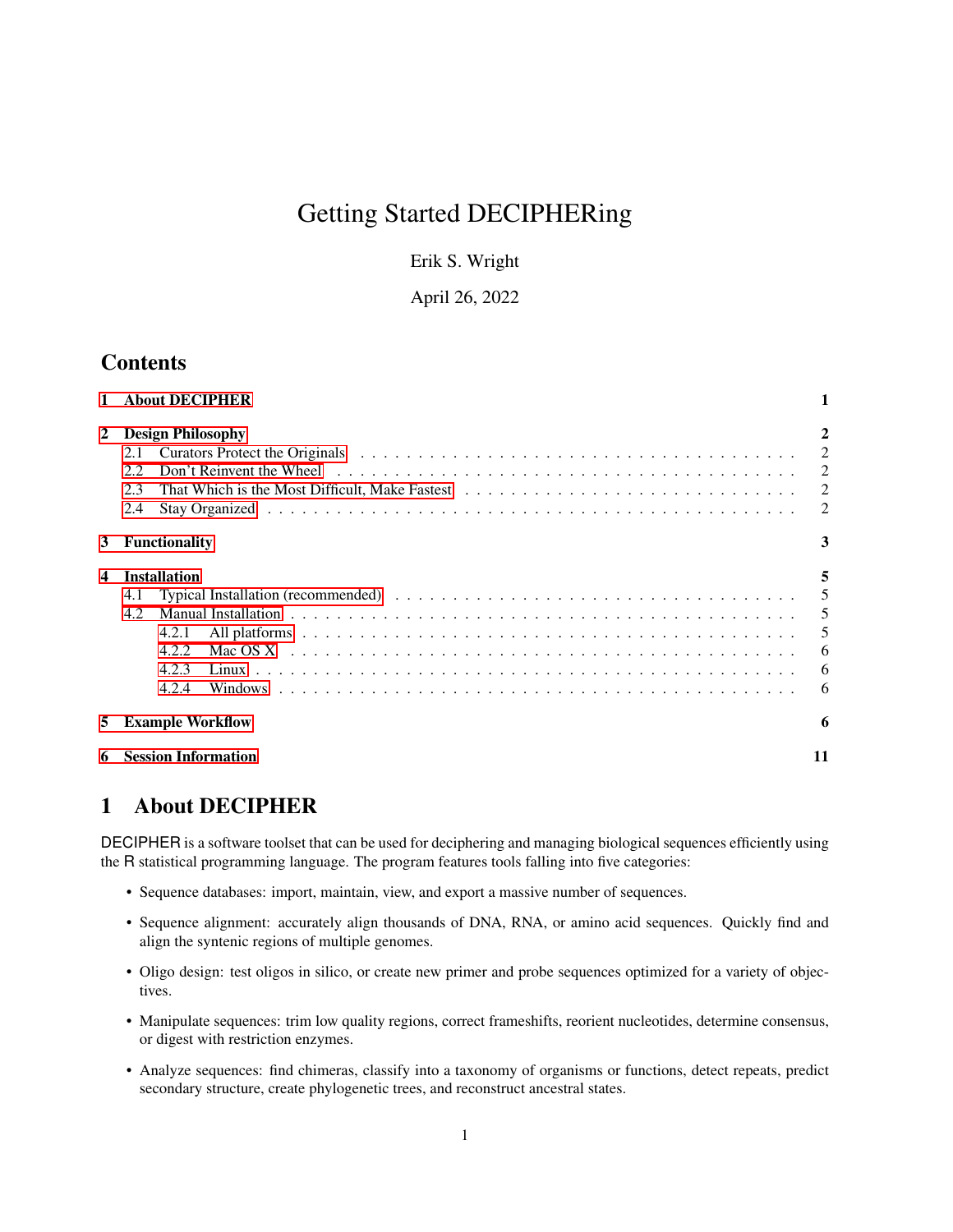# Getting Started DECIPHERing

Erik S. Wright

April 26, 2022

## Contents

1 About DECIPHER — 1

2 Design Philosophy — 2
- 2.1 Curators Protect the Originals — 2
- 2.2 Don't Reinvent the Wheel — 2
- 2.3 That Which is the Most Difficult, Make Fastest — 2
- 2.4 Stay Organized — 2

3 Functionality — 3

4 Installation — 5
- 4.1 Typical Installation (recommended) — 5
- 4.2 Manual Installation — 5
  - 4.2.1 All platforms — 5
  - 4.2.2 Mac OS X — 6
  - 4.2.3 Linux — 6
  - 4.2.4 Windows — 6

5 Example Workflow — 6

6 Session Information — 11

## 1 About DECIPHER

DECIPHER is a software toolset that can be used for deciphering and managing biological sequences efficiently using the R statistical programming language. The program features tools falling into five categories:

- Sequence databases: import, maintain, view, and export a massive number of sequences.
- Sequence alignment: accurately align thousands of DNA, RNA, or amino acid sequences. Quickly find and align the syntenic regions of multiple genomes.
- Oligo design: test oligos in silico, or create new primer and probe sequences optimized for a variety of objectives.
- Manipulate sequences: trim low quality regions, correct frameshifts, reorient nucleotides, determine consensus, or digest with restriction enzymes.
- Analyze sequences: find chimeras, classify into a taxonomy of organisms or functions, detect repeats, predict secondary structure, create phylogenetic trees, and reconstruct ancestral states.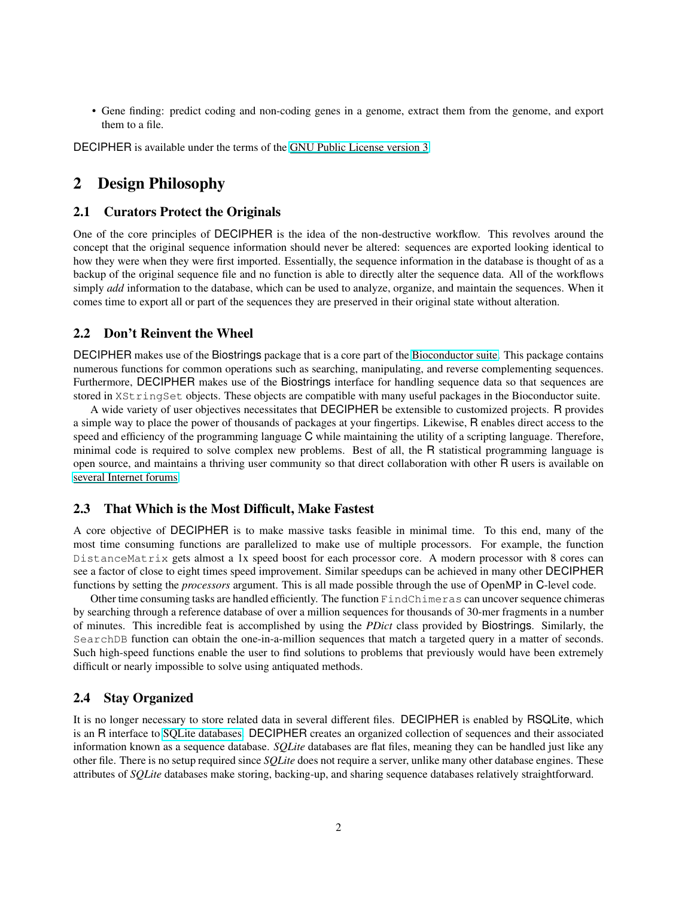- Gene finding: predict coding and non-coding genes in a genome, extract them from the genome, and export them to a file.

DECIPHER is available under the terms of the GNU Public License version 3.

# 2 Design Philosophy

## 2.1 Curators Protect the Originals

One of the core principles of DECIPHER is the idea of the non-destructive workflow. This revolves around the concept that the original sequence information should never be altered: sequences are exported looking identical to how they were when they were first imported. Essentially, the sequence information in the database is thought of as a backup of the original sequence file and no function is able to directly alter the sequence data. All of the workflows simply *add* information to the database, which can be used to analyze, organize, and maintain the sequences. When it comes time to export all or part of the sequences they are preserved in their original state without alteration.

## 2.2 Don't Reinvent the Wheel

DECIPHER makes use of the Biostrings package that is a core part of the Bioconductor suite. This package contains numerous functions for common operations such as searching, manipulating, and reverse complementing sequences. Furthermore, DECIPHER makes use of the Biostrings interface for handling sequence data so that sequences are stored in `XStringSet` objects. These objects are compatible with many useful packages in the Bioconductor suite.

A wide variety of user objectives necessitates that DECIPHER be extensible to customized projects. R provides a simple way to place the power of thousands of packages at your fingertips. Likewise, R enables direct access to the speed and efficiency of the programming language C while maintaining the utility of a scripting language. Therefore, minimal code is required to solve complex new problems. Best of all, the R statistical programming language is open source, and maintains a thriving user community so that direct collaboration with other R users is available on several Internet forums.

## 2.3 That Which is the Most Difficult, Make Fastest

A core objective of DECIPHER is to make massive tasks feasible in minimal time. To this end, many of the most time consuming functions are parallelized to make use of multiple processors. For example, the function `DistanceMatrix` gets almost a 1x speed boost for each processor core. A modern processor with 8 cores can see a factor of close to eight times speed improvement. Similar speedups can be achieved in many other DECIPHER functions by setting the *processors* argument. This is all made possible through the use of OpenMP in C-level code.

Other time consuming tasks are handled efficiently. The function `FindChimeras` can uncover sequence chimeras by searching through a reference database of over a million sequences for thousands of 30-mer fragments in a number of minutes. This incredible feat is accomplished by using the *PDict* class provided by Biostrings. Similarly, the `SearchDB` function can obtain the one-in-a-million sequences that match a targeted query in a matter of seconds. Such high-speed functions enable the user to find solutions to problems that previously would have been extremely difficult or nearly impossible to solve using antiquated methods.

## 2.4 Stay Organized

It is no longer necessary to store related data in several different files. DECIPHER is enabled by RSQLite, which is an R interface to SQLite databases. DECIPHER creates an organized collection of sequences and their associated information known as a sequence database. *SQLite* databases are flat files, meaning they can be handled just like any other file. There is no setup required since *SQLite* does not require a server, unlike many other database engines. These attributes of *SQLite* databases make storing, backing-up, and sharing sequence databases relatively straightforward.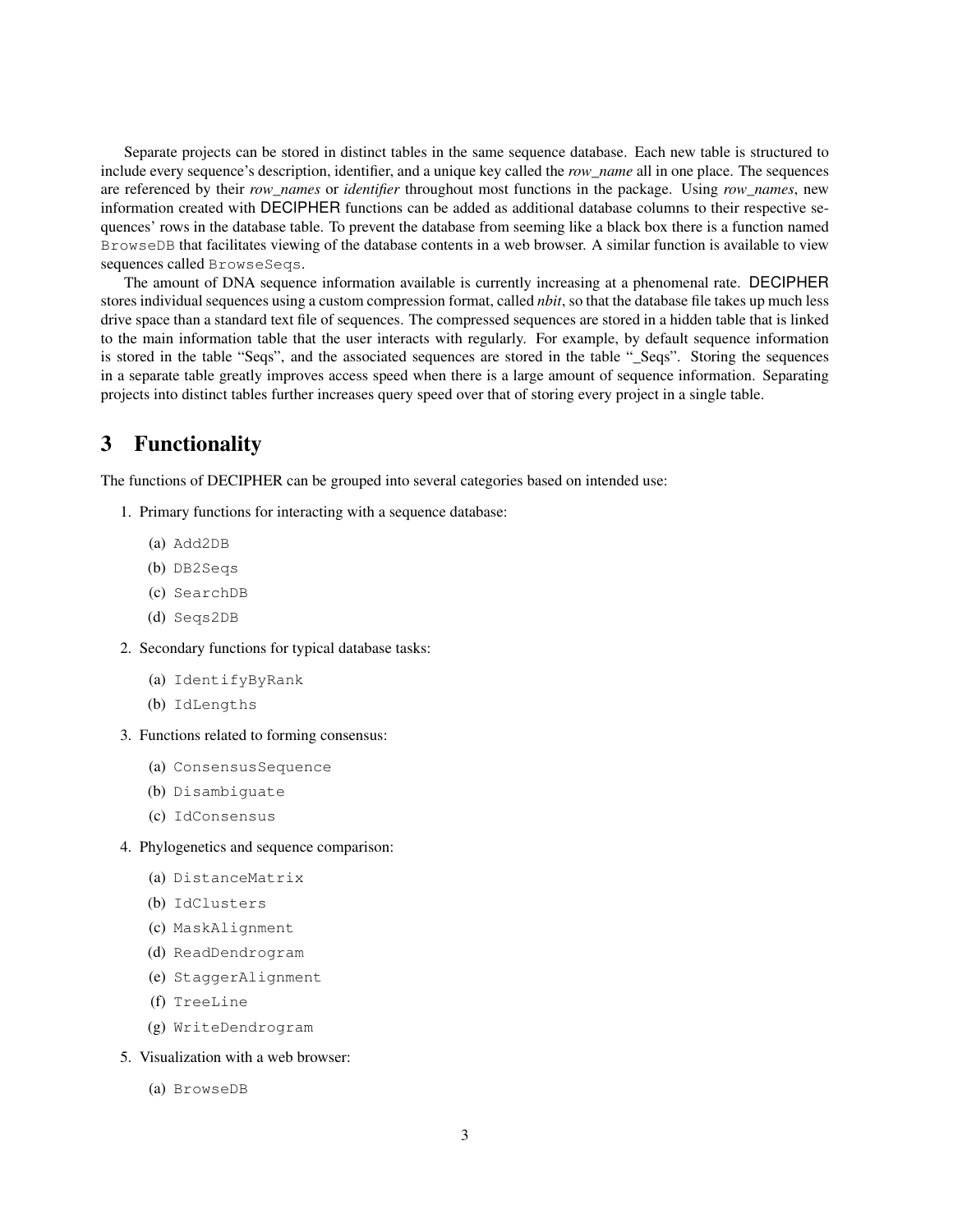Separate projects can be stored in distinct tables in the same sequence database. Each new table is structured to include every sequence's description, identifier, and a unique key called the *row_name* all in one place. The sequences are referenced by their *row_names* or *identifier* throughout most functions in the package. Using *row_names*, new information created with DECIPHER functions can be added as additional database columns to their respective sequences' rows in the database table. To prevent the database from seeming like a black box there is a function named `BrowseDB` that facilitates viewing of the database contents in a web browser. A similar function is available to view sequences called `BrowseSeqs`.

The amount of DNA sequence information available is currently increasing at a phenomenal rate. DECIPHER stores individual sequences using a custom compression format, called *nbit*, so that the database file takes up much less drive space than a standard text file of sequences. The compressed sequences are stored in a hidden table that is linked to the main information table that the user interacts with regularly. For example, by default sequence information is stored in the table "Seqs", and the associated sequences are stored in the table "_Seqs". Storing the sequences in a separate table greatly improves access speed when there is a large amount of sequence information. Separating projects into distinct tables further increases query speed over that of storing every project in a single table.

## 3 Functionality

The functions of DECIPHER can be grouped into several categories based on intended use:

1. Primary functions for interacting with a sequence database:
   (a) `Add2DB`
   (b) `DB2Seqs`
   (c) `SearchDB`
   (d) `Seqs2DB`
2. Secondary functions for typical database tasks:
   (a) `IdentifyByRank`
   (b) `IdLengths`
3. Functions related to forming consensus:
   (a) `ConsensusSequence`
   (b) `Disambiguate`
   (c) `IdConsensus`
4. Phylogenetics and sequence comparison:
   (a) `DistanceMatrix`
   (b) `IdClusters`
   (c) `MaskAlignment`
   (d) `ReadDendrogram`
   (e) `StaggerAlignment`
   (f) `TreeLine`
   (g) `WriteDendrogram`
5. Visualization with a web browser:
   (a) `BrowseDB`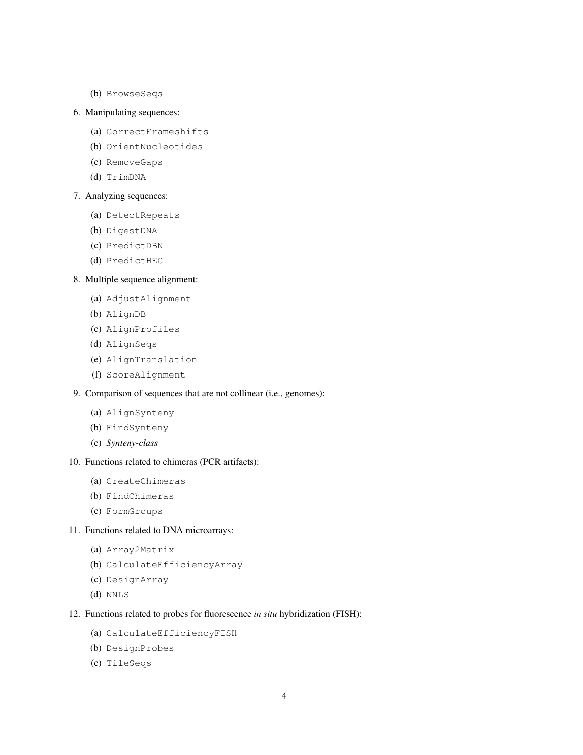(b) `BrowseSeqs`

6. Manipulating sequences:
    (a) `CorrectFrameshifts`
    (b) `OrientNucleotides`
    (c) `RemoveGaps`
    (d) `TrimDNA`
7. Analyzing sequences:
    (a) `DetectRepeats`
    (b) `DigestDNA`
    (c) `PredictDBN`
    (d) `PredictHEC`
8. Multiple sequence alignment:
    (a) `AdjustAlignment`
    (b) `AlignDB`
    (c) `AlignProfiles`
    (d) `AlignSeqs`
    (e) `AlignTranslation`
    (f) `ScoreAlignment`
9. Comparison of sequences that are not collinear (i.e., genomes):
    (a) `AlignSynteny`
    (b) `FindSynteny`
    (c) *Synteny-class*
10. Functions related to chimeras (PCR artifacts):
    (a) `CreateChimeras`
    (b) `FindChimeras`
    (c) `FormGroups`
11. Functions related to DNA microarrays:
    (a) `Array2Matrix`
    (b) `CalculateEfficiencyArray`
    (c) `DesignArray`
    (d) `NNLS`
12. Functions related to probes for fluorescence *in situ* hybridization (FISH):
    (a) `CalculateEfficiencyFISH`
    (b) `DesignProbes`
    (c) `TileSeqs`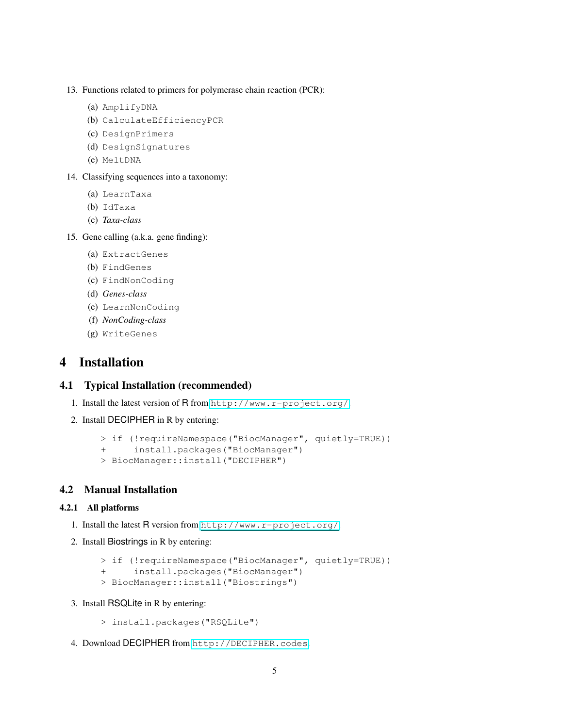13. Functions related to primers for polymerase chain reaction (PCR):
    (a) `AmplifyDNA`
    (b) `CalculateEfficiencyPCR`
    (c) `DesignPrimers`
    (d) `DesignSignatures`
    (e) `MeltDNA`
14. Classifying sequences into a taxonomy:
    (a) `LearnTaxa`
    (b) `IdTaxa`
    (c) *Taxa-class*
15. Gene calling (a.k.a. gene finding):
    (a) `ExtractGenes`
    (b) `FindGenes`
    (c) `FindNonCoding`
    (d) *Genes-class*
    (e) `LearnNonCoding`
    (f) *NonCoding-class*
    (g) `WriteGenes`

# 4 Installation

## 4.1 Typical Installation (recommended)

1. Install the latest version of R from http://www.r-project.org/
2. Install DECIPHER in R by entering:

```
> if (!requireNamespace("BiocManager", quietly=TRUE))
+     install.packages("BiocManager")
> BiocManager::install("DECIPHER")
```

## 4.2 Manual Installation

### 4.2.1 All platforms

1. Install the latest R version from http://www.r-project.org/
2. Install Biostrings in R by entering:

```
> if (!requireNamespace("BiocManager", quietly=TRUE))
+     install.packages("BiocManager")
> BiocManager::install("Biostrings")
```

3. Install RSQLite in R by entering:

```
> install.packages("RSQLite")
```

4. Download DECIPHER from http://DECIPHER.codes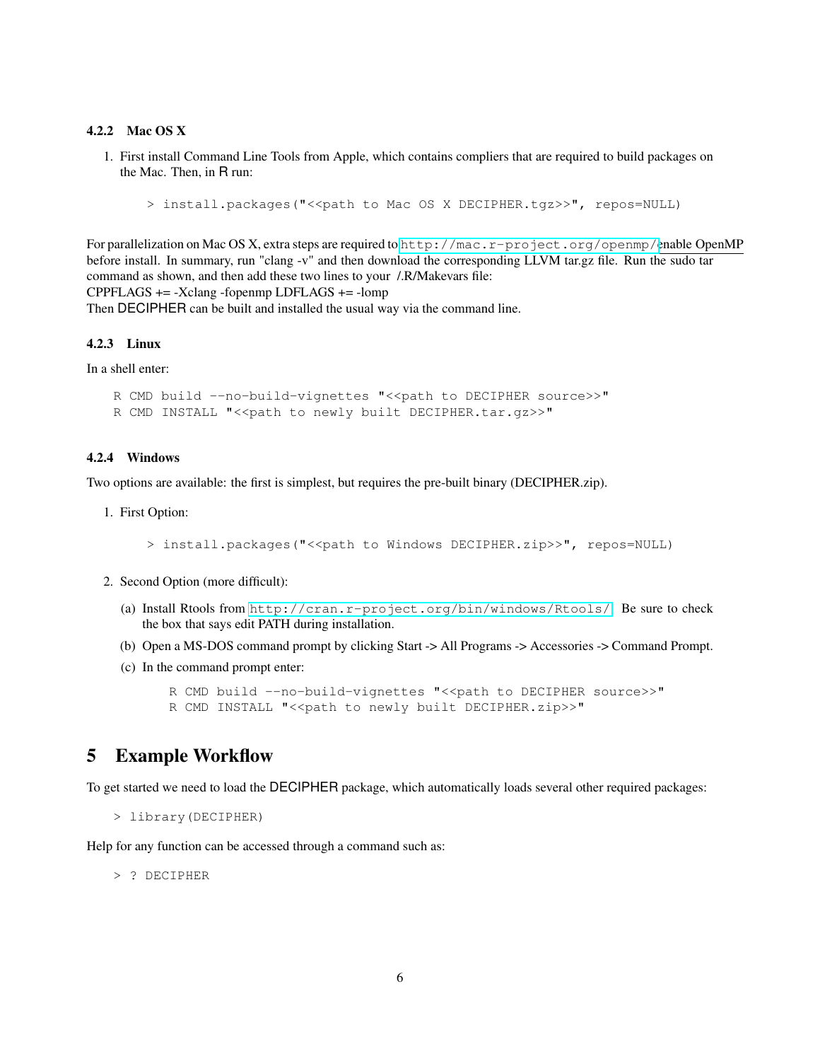#### 4.2.2 Mac OS X

1. First install Command Line Tools from Apple, which contains compliers that are required to build packages on the Mac. Then, in R run:

```
> install.packages("<<path to Mac OS X DECIPHER.tgz>>", repos=NULL)
```

For parallelization on Mac OS X, extra steps are required to http://mac.r-project.org/openmp/enable OpenMP before install. In summary, run "clang -v" and then download the corresponding LLVM tar.gz file. Run the sudo tar command as shown, and then add these two lines to your /.R/Makevars file:
CPPFLAGS += -Xclang -fopenmp LDFLAGS += -lomp
Then DECIPHER can be built and installed the usual way via the command line.

#### 4.2.3 Linux

In a shell enter:

```
R CMD build --no-build-vignettes "<<path to DECIPHER source>>"
R CMD INSTALL "<<path to newly built DECIPHER.tar.gz>>"
```

#### 4.2.4 Windows

Two options are available: the first is simplest, but requires the pre-built binary (DECIPHER.zip).

1. First Option:

```
> install.packages("<<path to Windows DECIPHER.zip>>", repos=NULL)
```

2. Second Option (more difficult):

   (a) Install Rtools from http://cran.r-project.org/bin/windows/Rtools/. Be sure to check the box that says edit PATH during installation.

   (b) Open a MS-DOS command prompt by clicking Start -> All Programs -> Accessories -> Command Prompt.

   (c) In the command prompt enter:

```
R CMD build --no-build-vignettes "<<path to DECIPHER source>>"
R CMD INSTALL "<<path to newly built DECIPHER.zip>>"
```

## 5 Example Workflow

To get started we need to load the DECIPHER package, which automatically loads several other required packages:

```
> library(DECIPHER)
```

Help for any function can be accessed through a command such as:

```
> ? DECIPHER
```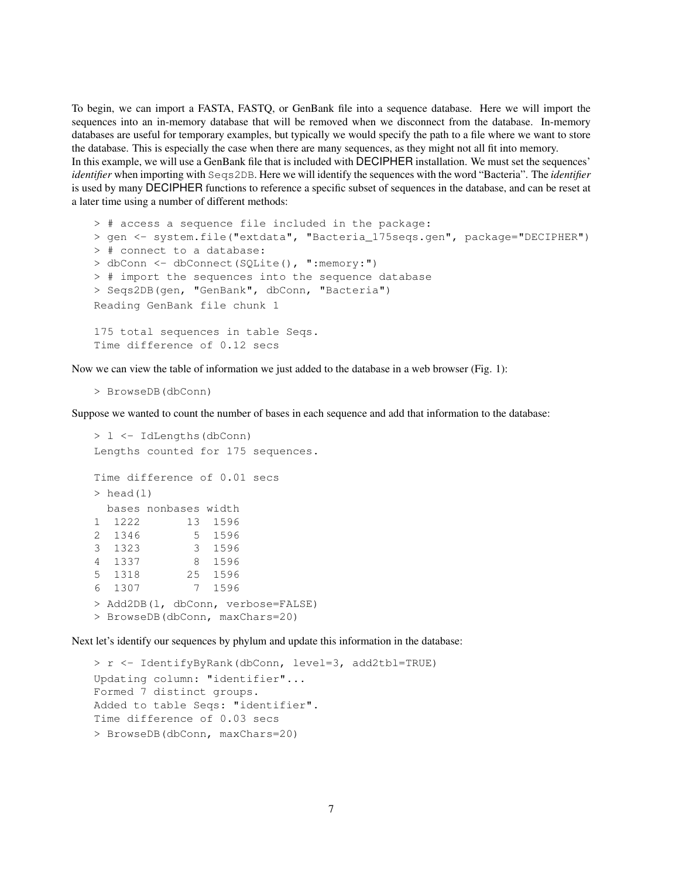To begin, we can import a FASTA, FASTQ, or GenBank file into a sequence database. Here we will import the sequences into an in-memory database that will be removed when we disconnect from the database. In-memory databases are useful for temporary examples, but typically we would specify the path to a file where we want to store the database. This is especially the case when there are many sequences, as they might not all fit into memory.
In this example, we will use a GenBank file that is included with DECIPHER installation. We must set the sequences' *identifier* when importing with `Seqs2DB`. Here we will identify the sequences with the word "Bacteria". The *identifier* is used by many DECIPHER functions to reference a specific subset of sequences in the database, and can be reset at a later time using a number of different methods:

```
> # access a sequence file included in the package:
> gen <- system.file("extdata", "Bacteria_175seqs.gen", package="DECIPHER")
> # connect to a database:
> dbConn <- dbConnect(SQLite(), ":memory:")
> # import the sequences into the sequence database
> Seqs2DB(gen, "GenBank", dbConn, "Bacteria")
Reading GenBank file chunk 1

175 total sequences in table Seqs.
Time difference of 0.12 secs
```

Now we can view the table of information we just added to the database in a web browser (Fig. 1):

```
> BrowseDB(dbConn)
```

Suppose we wanted to count the number of bases in each sequence and add that information to the database:

```
> l <- IdLengths(dbConn)
Lengths counted for 175 sequences.

Time difference of 0.01 secs
> head(l)
  bases nonbases width
1  1222       13  1596
2  1346        5  1596
3  1323        3  1596
4  1337        8  1596
5  1318       25  1596
6  1307        7  1596
> Add2DB(l, dbConn, verbose=FALSE)
> BrowseDB(dbConn, maxChars=20)
```

Next let's identify our sequences by phylum and update this information in the database:

```
> r <- IdentifyByRank(dbConn, level=3, add2tbl=TRUE)
Updating column: "identifier"...
Formed 7 distinct groups.
Added to table Seqs: "identifier".
Time difference of 0.03 secs
> BrowseDB(dbConn, maxChars=20)
```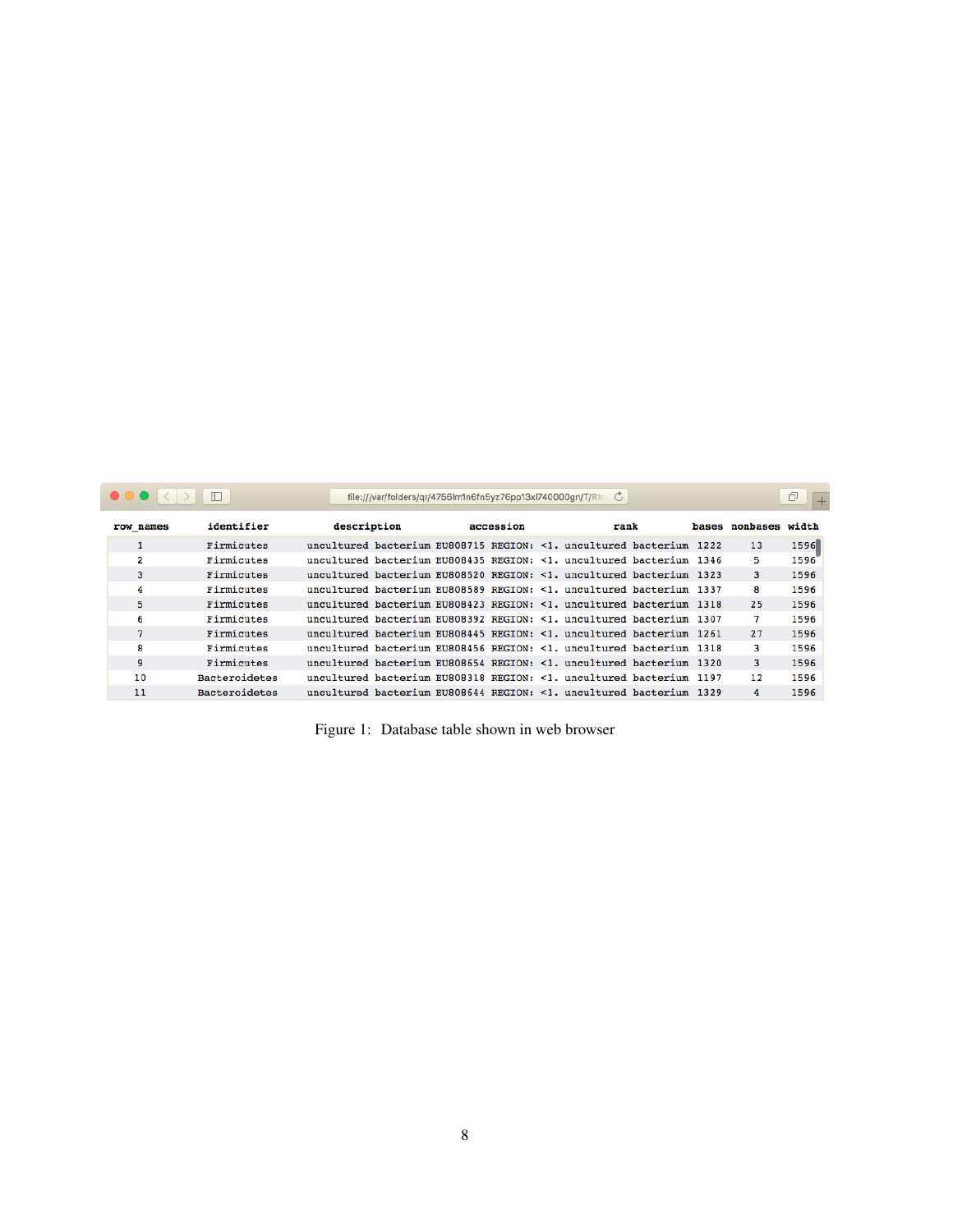| row_names | identifier | description | accession | rank | bases | nonbases | width |
|---|---|---|---|---|---|---|---|
| 1 | Firmicutes | uncultured bacterium EU808715 REGION: <1. uncultured bacterium | | | 1222 | 13 | 1596 |
| 2 | Firmicutes | uncultured bacterium EU808435 REGION: <1. uncultured bacterium | | | 1346 | 5 | 1596 |
| 3 | Firmicutes | uncultured bacterium EU808520 REGION: <1. uncultured bacterium | | | 1323 | 3 | 1596 |
| 4 | Firmicutes | uncultured bacterium EU808589 REGION: <1. uncultured bacterium | | | 1337 | 8 | 1596 |
| 5 | Firmicutes | uncultured bacterium EU808423 REGION: <1. uncultured bacterium | | | 1318 | 25 | 1596 |
| 6 | Firmicutes | uncultured bacterium EU808392 REGION: <1. uncultured bacterium | | | 1307 | 7 | 1596 |
| 7 | Firmicutes | uncultured bacterium EU808445 REGION: <1. uncultured bacterium | | | 1261 | 27 | 1596 |
| 8 | Firmicutes | uncultured bacterium EU808456 REGION: <1. uncultured bacterium | | | 1318 | 3 | 1596 |
| 9 | Firmicutes | uncultured bacterium EU808654 REGION: <1. uncultured bacterium | | | 1320 | 3 | 1596 |
| 10 | Bacteroidetes | uncultured bacterium EU808318 REGION: <1. uncultured bacterium | | | 1197 | 12 | 1596 |
| 11 | Bacteroidetes | uncultured bacterium EU808644 REGION: <1. uncultured bacterium | | | 1329 | 4 | 1596 |

Figure 1: Database table shown in web browser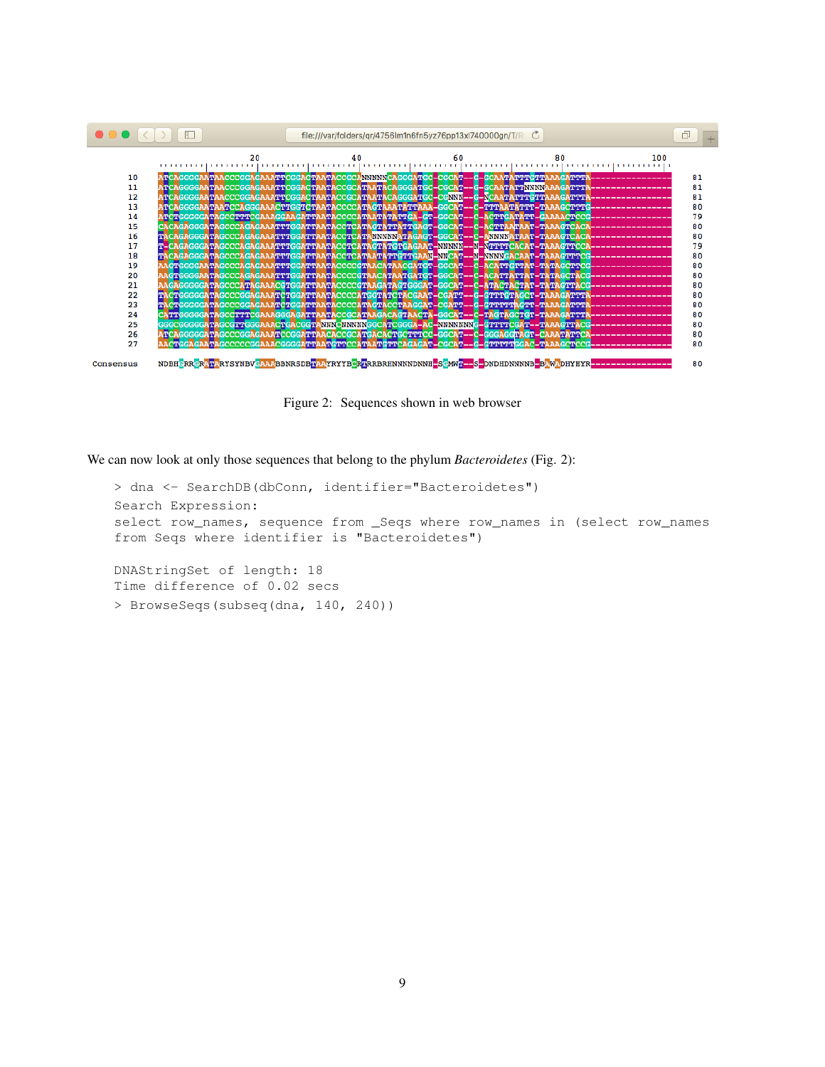Figure 2: Sequences shown in web browser

We can now look at only those sequences that belong to the phylum *Bacteroidetes* (Fig. 2):

```
> dna <- SearchDB(dbConn, identifier="Bacteroidetes")
Search Expression:
select row_names, sequence from _Seqs where row_names in (select row_names
from Seqs where identifier is "Bacteroidetes")

DNAStringSet of length: 18
Time difference of 0.02 secs
> BrowseSeqs(subseq(dna, 140, 240))
```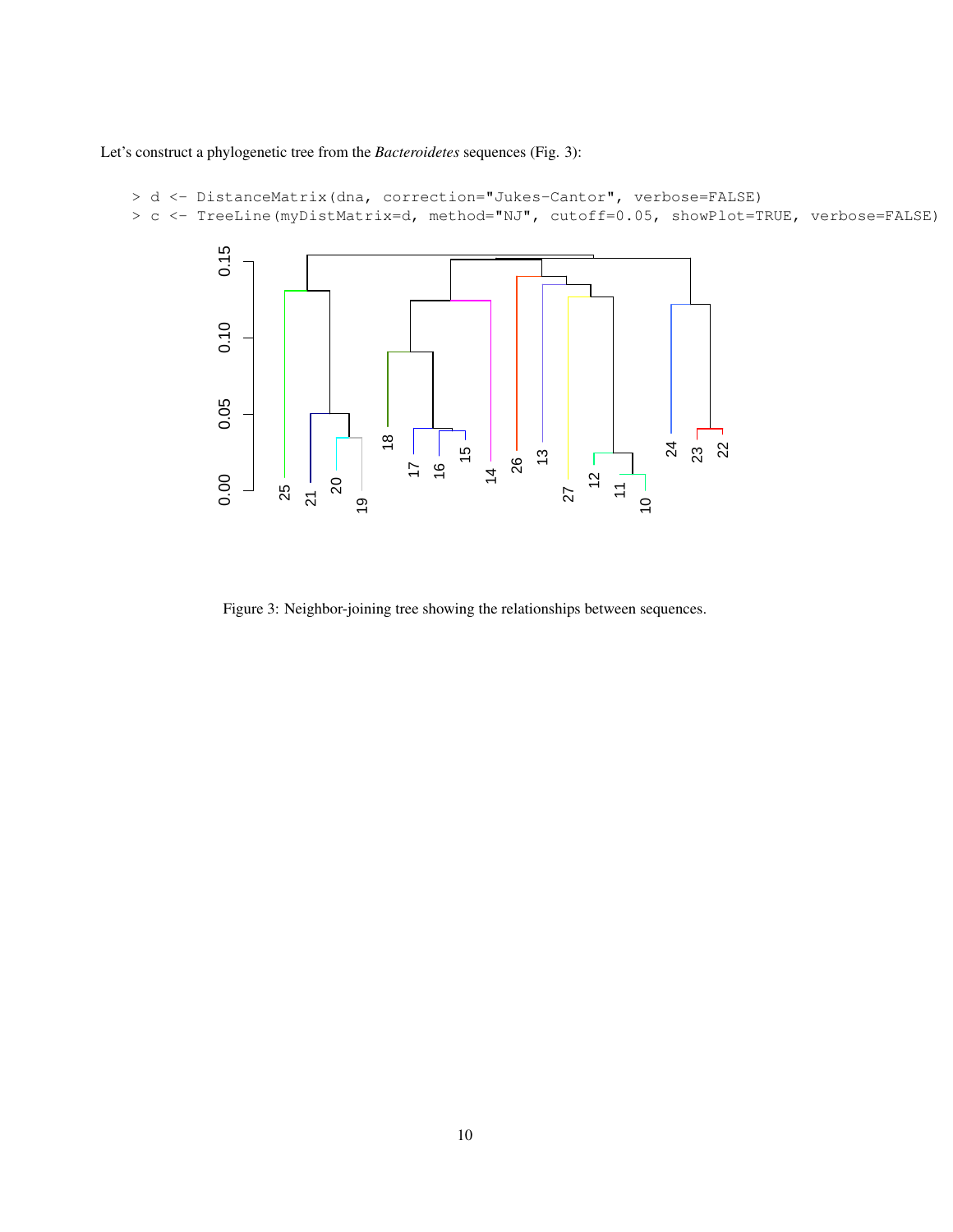Let's construct a phylogenetic tree from the *Bacteroidetes* sequences (Fig. 3):

```
> d <- DistanceMatrix(dna, correction="Jukes-Cantor", verbose=FALSE)
> c <- TreeLine(myDistMatrix=d, method="NJ", cutoff=0.05, showPlot=TRUE, verbose=FALSE)
```

Figure 3: Neighbor-joining tree showing the relationships between sequences.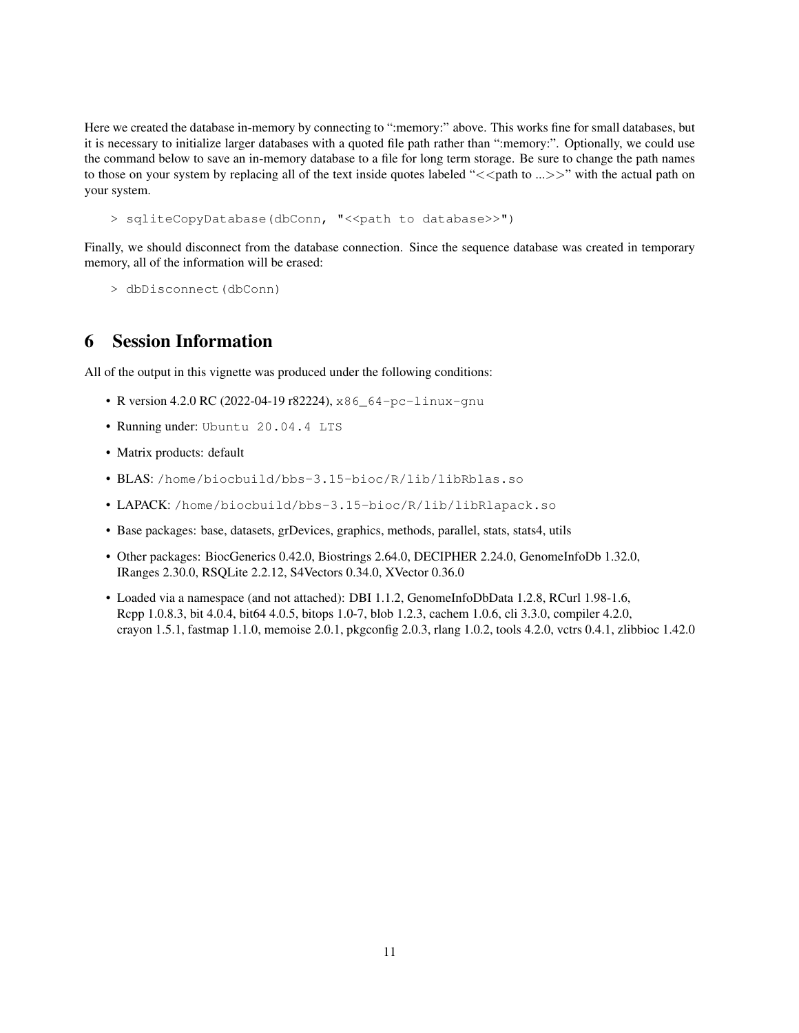Here we created the database in-memory by connecting to ":memory:" above. This works fine for small databases, but it is necessary to initialize larger databases with a quoted file path rather than ":memory:". Optionally, we could use the command below to save an in-memory database to a file for long term storage. Be sure to change the path names to those on your system by replacing all of the text inside quotes labeled "<<path to ...>>" with the actual path on your system.

```
> sqliteCopyDatabase(dbConn, "<<path to database>>")
```

Finally, we should disconnect from the database connection. Since the sequence database was created in temporary memory, all of the information will be erased:

```
> dbDisconnect(dbConn)
```

# 6 Session Information

All of the output in this vignette was produced under the following conditions:

- R version 4.2.0 RC (2022-04-19 r82224), `x86_64-pc-linux-gnu`
- Running under: `Ubuntu 20.04.4 LTS`
- Matrix products: default
- BLAS: `/home/biocbuild/bbs-3.15-bioc/R/lib/libRblas.so`
- LAPACK: `/home/biocbuild/bbs-3.15-bioc/R/lib/libRlapack.so`
- Base packages: base, datasets, grDevices, graphics, methods, parallel, stats, stats4, utils
- Other packages: BiocGenerics 0.42.0, Biostrings 2.64.0, DECIPHER 2.24.0, GenomeInfoDb 1.32.0, IRanges 2.30.0, RSQLite 2.2.12, S4Vectors 0.34.0, XVector 0.36.0
- Loaded via a namespace (and not attached): DBI 1.1.2, GenomeInfoDbData 1.2.8, RCurl 1.98-1.6, Rcpp 1.0.8.3, bit 4.0.4, bit64 4.0.5, bitops 1.0-7, blob 1.2.3, cachem 1.0.6, cli 3.3.0, compiler 4.2.0, crayon 1.5.1, fastmap 1.1.0, memoise 2.0.1, pkgconfig 2.0.3, rlang 1.0.2, tools 4.2.0, vctrs 0.4.1, zlibbioc 1.42.0